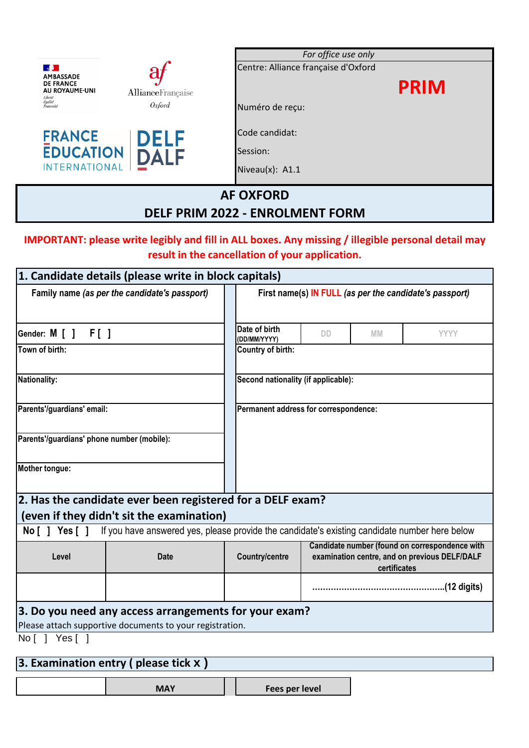AMBASSADE DE FRANCE AU ROYAUME-UNI
Liberté Égalité Fraternité

AllianceFrançaise Oxford

FRANCE ÉDUCATION INTERNATIONAL

DELF DALF

| *For office use only* |
|---|
| Centre: Alliance française d'Oxford |
| **PRIM** |
| Numéro de reçu: |
| Code candidat: |
| Session: |
| Niveau(x): A1.1 |

# AF OXFORD
# DELF PRIM 2022 - ENROLMENT FORM

**IMPORTANT: please write legibly and fill in ALL boxes. Any missing / illegible personal detail may result in the cancellation of your application.**

## 1. Candidate details (please write in block capitals)

| **Family name** *(as per the candidate's passport)* | **First name(s) IN FULL** *(as per the candidate's passport)* |
|---|---|
| | |
| **Gender: M [ ] F [ ]** | **Date of birth (DD/MM/YYYY)** DD MM YYYY |
| **Town of birth:** | **Country of birth:** |
| **Nationality:** | **Second nationality (if applicable):** |
| **Parents'/guardians' email:** | **Permanent address for correspondence:** |
| **Parents'/guardians' phone number (mobile):** | |
| **Mother tongue:** | |

## 2. Has the candidate ever been registered for a DELF exam? (even if they didn't sit the examination)

**No [ ] Yes [ ]** If you have answered yes, please provide the candidate's existing candidate number here below

| Level | Date | Country/centre | Candidate number (found on correspondence with examination centre, and on previous DELF/DALF certificates |
|---|---|---|---|
| | | | ..................................................(12 digits) |

## 3. Do you need any access arrangements for your exam?

Please attach supportive documents to your registration.

No [ ] Yes [ ]

## 3. Examination entry ( please tick x )

| | MAY | Fees per level |
|---|---|---|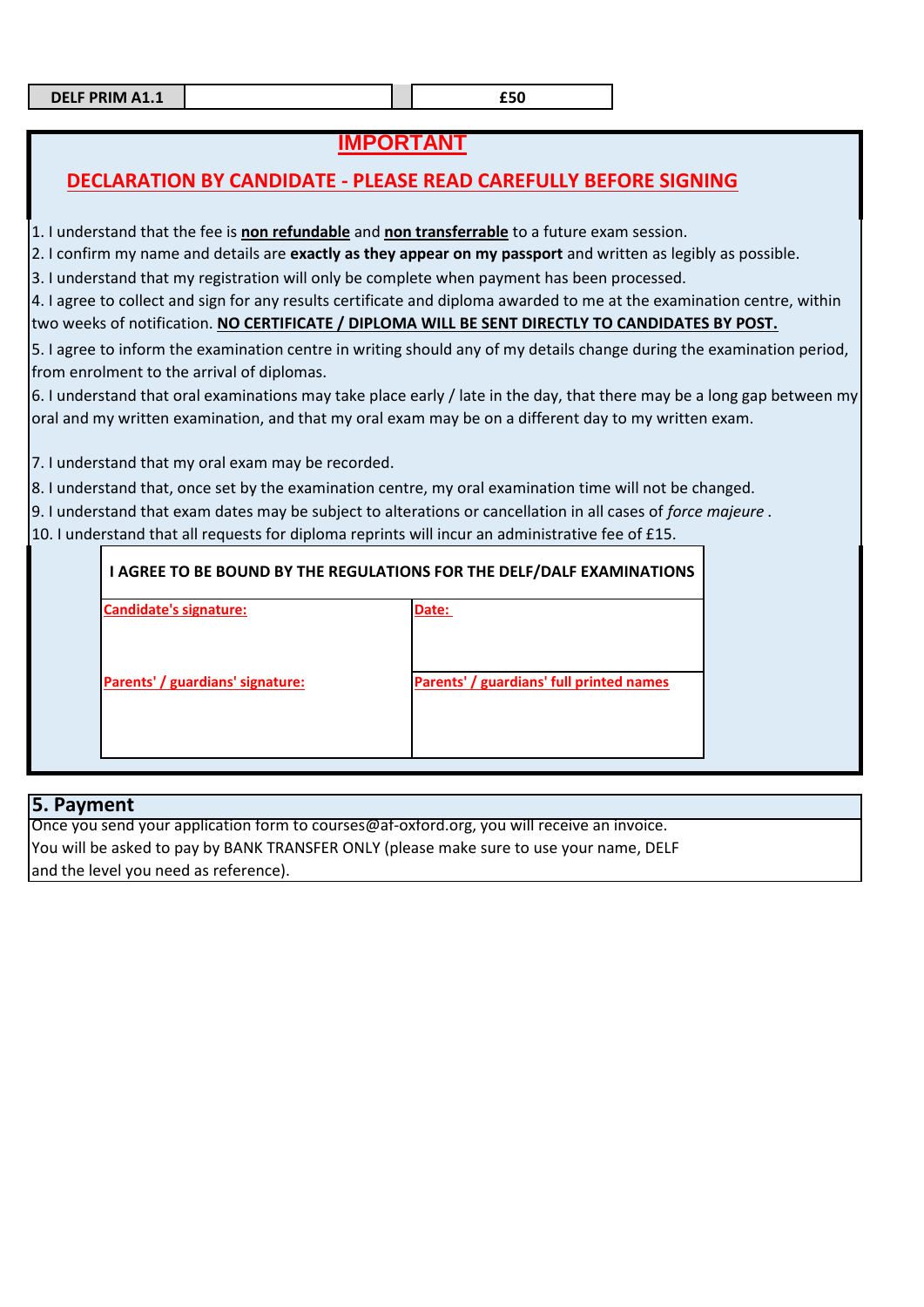| | | | |
|---|---|---|---|
| **DELF PRIM A1.1** | | | **£50** |

# IMPORTANT

## DECLARATION BY CANDIDATE - PLEASE READ CAREFULLY BEFORE SIGNING

1. I understand that the fee is **non refundable** and **non transferrable** to a future exam session.
2. I confirm my name and details are **exactly as they appear on my passport** and written as legibly as possible.
3. I understand that my registration will only be complete when payment has been processed.
4. I agree to collect and sign for any results certificate and diploma awarded to me at the examination centre, within two weeks of notification. **NO CERTIFICATE / DIPLOMA WILL BE SENT DIRECTLY TO CANDIDATES BY POST.**
5. I agree to inform the examination centre in writing should any of my details change during the examination period, from enrolment to the arrival of diplomas.
6. I understand that oral examinations may take place early / late in the day, that there may be a long gap between my oral and my written examination, and that my oral exam may be on a different day to my written exam.
7. I understand that my oral exam may be recorded.
8. I understand that, once set by the examination centre, my oral examination time will not be changed.
9. I understand that exam dates may be subject to alterations or cancellation in all cases of *force majeure* .
10. I understand that all requests for diploma reprints will incur an administrative fee of £15.

| I AGREE TO BE BOUND BY THE REGULATIONS FOR THE DELF/DALF EXAMINATIONS | |
|---|---|
| **Candidate's signature:** | **Date:** |
| **Parents' / guardians' signature:** | **Parents' / guardians' full printed names** |

## 5. Payment

Once you send your application form to courses@af-oxford.org, you will receive an invoice.
You will be asked to pay by BANK TRANSFER ONLY (please make sure to use your name, DELF and the level you need as reference).